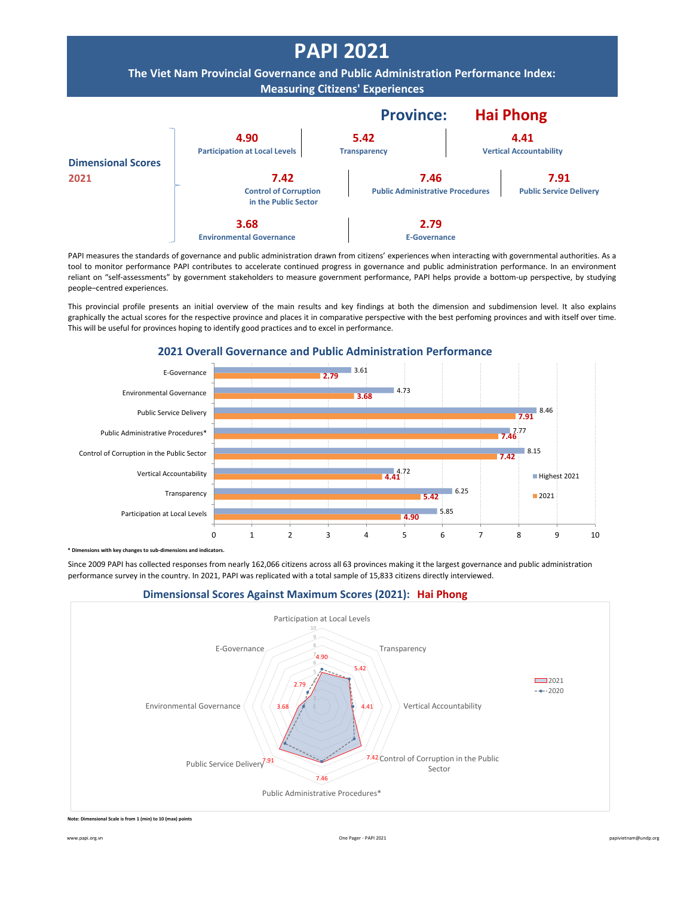# PAPI 2021

## The Viet Nam Provincial Governance and Public Administration Performance Index: Measuring Citizens' Experiences

## Province: Hai Phong

**Dimensional Scores 2021**

| Dimension | Score |
|---|---|
| Participation at Local Levels | 4.90 |
| Transparency | 5.42 |
| Vertical Accountability | 4.41 |
| Control of Corruption in the Public Sector | 7.42 |
| Public Administrative Procedures | 7.46 |
| Public Service Delivery | 7.91 |
| Environmental Governance | 3.68 |
| E-Governance | 2.79 |

PAPI measures the standards of governance and public administration drawn from citizens' experiences when interacting with governmental authorities. As a tool to monitor performance PAPI contributes to accelerate continued progress in governance and public administration performance. In an environment reliant on "self-assessments" by government stakeholders to measure government performance, PAPI helps provide a bottom-up perspective, by studying people–centred experiences.

This provincial profile presents an initial overview of the main results and key findings at both the dimension and subdimension level. It also explains graphically the actual scores for the respective province and places it in comparative perspective with the best perfoming provinces and with itself over time. This will be useful for provinces hoping to identify good practices and to excel in performance.

### 2021 Overall Governance and Public Administration Performance

| Dimension | Highest 2021 | 2021 |
|---|---|---|
| E-Governance | 3.61 | 2.79 |
| Environmental Governance | 4.73 | 3.68 |
| Public Service Delivery | 8.46 | 7.91 |
| Public Administrative Procedures* | 7.77 | 7.46 |
| Control of Corruption in the Public Sector | 8.15 | 7.42 |
| Vertical Accountability | 4.72 | 4.41 |
| Transparency | 6.25 | 5.42 |
| Participation at Local Levels | 5.85 | 4.90 |

**\* Dimensions with key changes to sub-dimensions and indicators.**

Since 2009 PAPI has collected responses from nearly 162,066 citizens across all 63 provinces making it the largest governance and public administration performance survey in the country. In 2021, PAPI was replicated with a total sample of 15,833 citizens directly interviewed.

### Dimensionsal Scores Against Maximum Scores (2021): Hai Phong

| Dimension | 2021 |
|---|---|
| Participation at Local Levels | 4.90 |
| Transparency | 5.42 |
| Vertical Accountability | 4.41 |
| Control of Corruption in the Public Sector | 7.42 |
| Public Administrative Procedures* | 7.46 |
| Public Service Delivery | 7.91 |
| Environmental Governance | 3.68 |
| E-Governance | 2.79 |

**Note: Dimensional Scale is from 1 (min) to 10 (max) points**

www.papi.org.vn — One Pager - PAPI 2021 — papivietnam@undp.org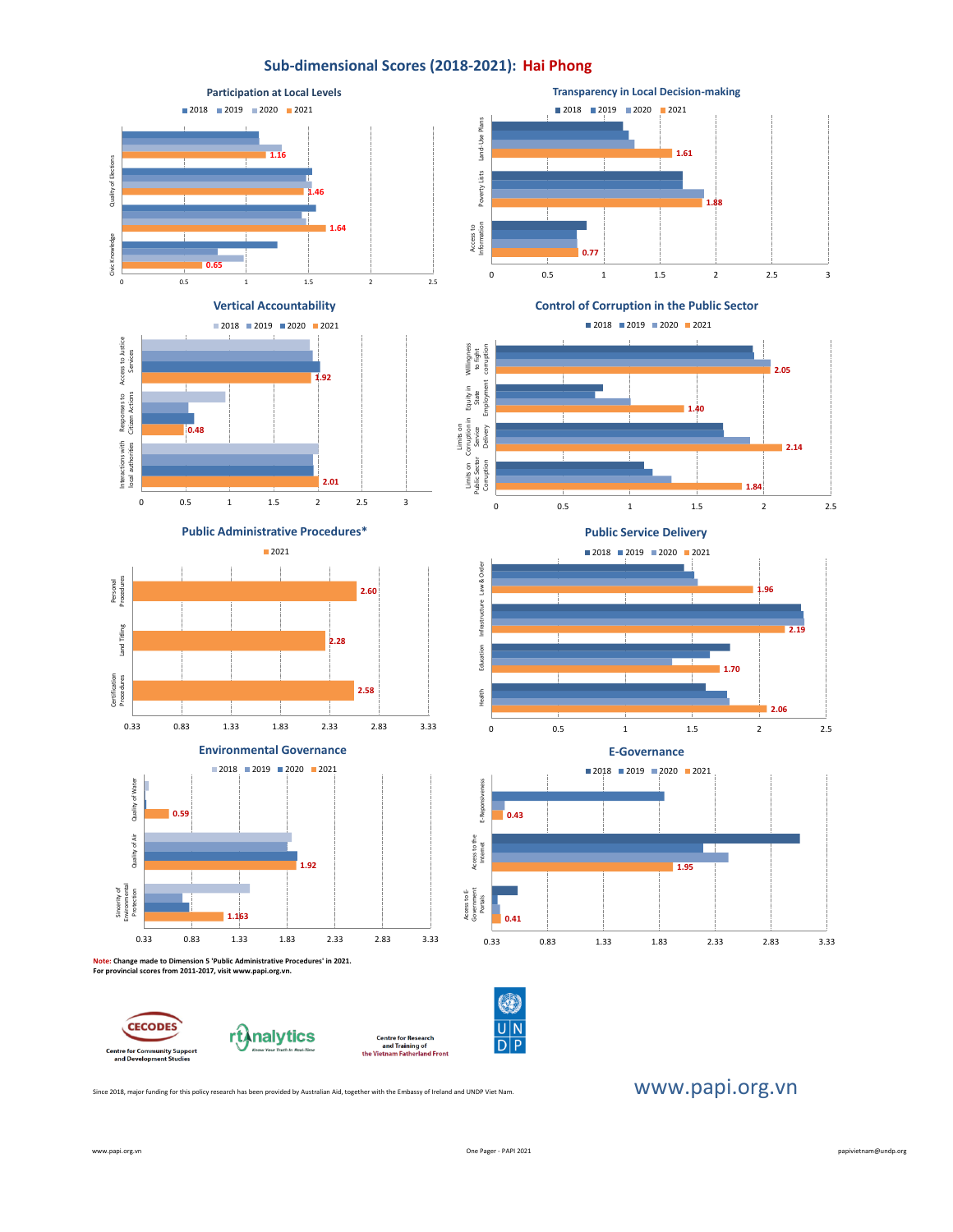# Sub-dimensional Scores (2018-2021): Hai Phong

## Participation at Local Levels

2018 2019 2020 2021

Quality of Elections

Civic Knowledge

1.16

1.46

1.64

0.65

0 0.5 1 1.5 2 2.5

## Transparency in Local Decision-making

2018 2019 2020 2021

Land-Use Plans

Poverty Lists

Access to Information

1.61

1.88

0.77

0 0.5 1 1.5 2 2.5 3

## Vertical Accountability

2018 2019 2020 2021

Access to Justice Services

Responses to Citizen Actions

Interactions with local authorities

1.92

0.48

2.01

0 0.5 1 1.5 2 2.5 3

## Control of Corruption in the Public Sector

2018 2019 2020 2021

Willingness to fight corruption

Equity in State Employment

Limits on Corruption in Service Delivery

Limits on Public Sector Corruption

2.05

1.40

2.14

1.84

0 0.5 1 1.5 2 2.5

## Public Administrative Procedures*

2021

Personal Procedures

Land Titling

Certification Procedures

2.60

2.28

2.58

0.33 0.83 1.33 1.83 2.33 2.83 3.33

## Public Service Delivery

2018 2019 2020 2021

Law & Order

Infrastructure

Education

Health

1.96

2.19

1.70

2.06

0 0.5 1 1.5 2 2.5

## Environmental Governance

2018 2019 2020 2021

Quality of Water

Quality of Air

Sincerity of Environmental Protection

0.59

1.92

1.163

0.33 0.83 1.33 1.83 2.33 2.83 3.33

## E-Governance

2018 2019 2020 2021

E-Responsiveness

Access to the Internet

Access to E-Government Portals

0.43

1.95

0.41

0.33 0.83 1.33 1.83 2.33 2.83 3.33

**Note: Change made to Dimension 5 'Public Administrative Procedures' in 2021.**
**For provincial scores from 2011-2017, visit www.papi.org.vn.**

CECODES
Centre for Community Support and Development Studies

rtAnalytics
Know Your Truth in Real-Time

Centre for Research and Training of the Vietnam Fatherland Front

UNDP

Since 2018, major funding for this policy research has been provided by Australian Aid, together with the Embassy of Ireland and UNDP Viet Nam.

www.papi.org.vn